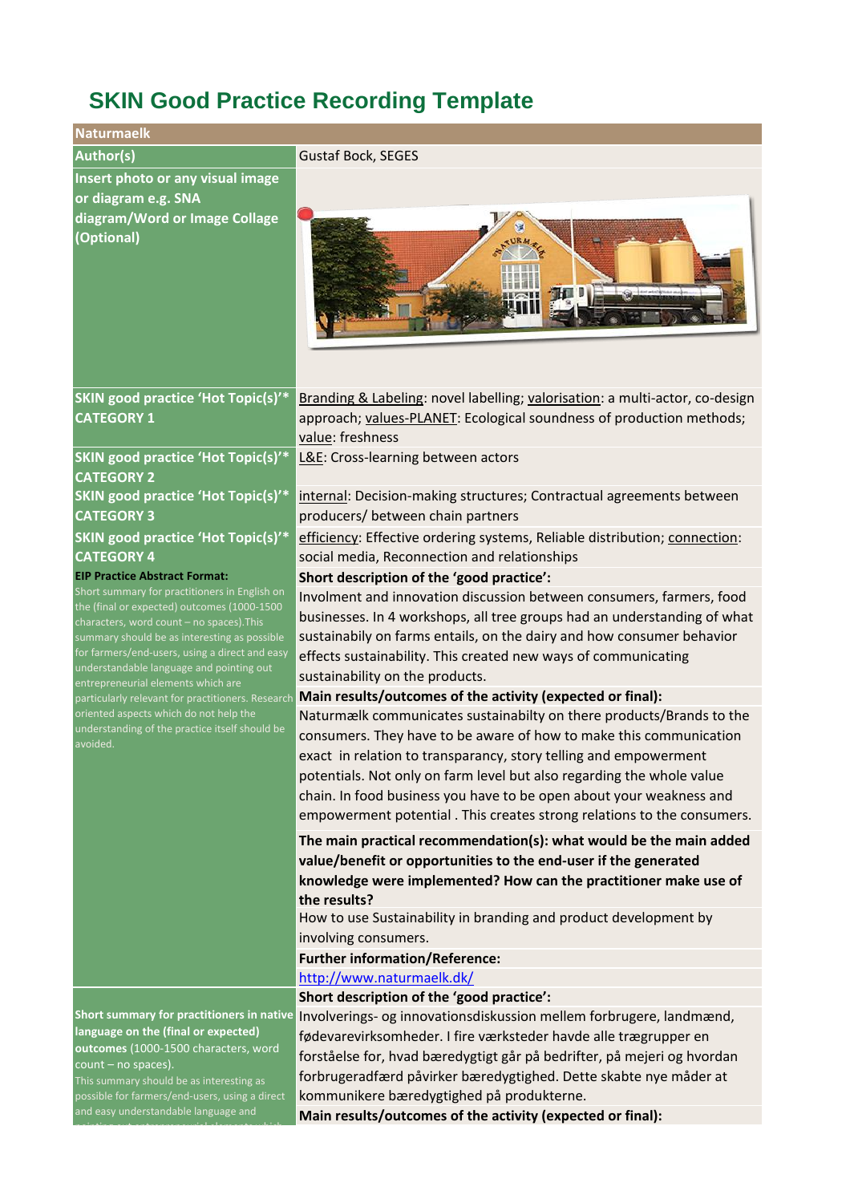# SKIN Good Practice Recording Template

| Naturmaelk | |
|---|---|
| **Author(s)** | Gustaf Bock, SEGES |
| **Insert photo or any visual image or diagram e.g. SNA diagram/Word or Image Collage (Optional)** | |
| **SKIN good practice 'Hot Topic(s)'* CATEGORY 1** | Branding & Labeling: novel labelling; valorisation: a multi-actor, co-design approach; values-PLANET: Ecological soundness of production methods; value: freshness |
| **SKIN good practice 'Hot Topic(s)'* CATEGORY 2** | L&E: Cross-learning between actors |
| **SKIN good practice 'Hot Topic(s)'* CATEGORY 3** | internal: Decision-making structures; Contractual agreements between producers/ between chain partners |
| **SKIN good practice 'Hot Topic(s)'* CATEGORY 4** | efficiency: Effective ordering systems, Reliable distribution; connection: social media, Reconnection and relationships |
| **EIP Practice Abstract Format:** Short summary for practitioners in English on the (final or expected) outcomes (1000-1500 characters, word count – no spaces).This summary should be as interesting as possible for farmers/end-users, using a direct and easy understandable language and pointing out entrepreneurial elements which are particularly relevant for practitioners. Research oriented aspects which do not help the understanding of the practice itself should be avoided. | **Short description of the 'good practice':** Involment and innovation discussion between consumers, farmers, food businesses. In 4 workshops, all tree groups had an understanding of what sustainability on farms entails, on the dairy and how consumer behavior effects sustainability. This created new ways of communicating sustainability on the products. **Main results/outcomes of the activity (expected or final):** Naturmælk communicates sustainabilty on there products/Brands to the consumers. They have to be aware of how to make this communication exact in relation to transparancy, story telling and empowerment potentials. Not only on farm level but also regarding the whole value chain. In food business you have to be open about your weakness and empowerment potential . This creates strong relations to the consumers. **The main practical recommendation(s): what would be the main added value/benefit or opportunities to the end-user if the generated knowledge were implemented? How can the practitioner make use of the results?** How to use Sustainability in branding and product development by involving consumers. **Further information/Reference:** http://www.naturmaelk.dk/ |
| **Short summary for practitioners in native language on the (final or expected) outcomes** (1000-1500 characters, word count – no spaces). This summary should be as interesting as possible for farmers/end-users, using a direct and easy understandable language and | **Short description of the 'good practice':** Involverings- og innovationsdiskussion mellem forbrugere, landmænd, fødevarevirksomheder. I fire værksteder havde alle trægrupper en forståelse for, hvad bæredygtigt går på bedrifter, på mejeri og hvordan forbrugeradfærd påvirker bæredygtighed. Dette skabte nye måder at kommunikere bæredygtighed på produkterne. **Main results/outcomes of the activity (expected or final):** |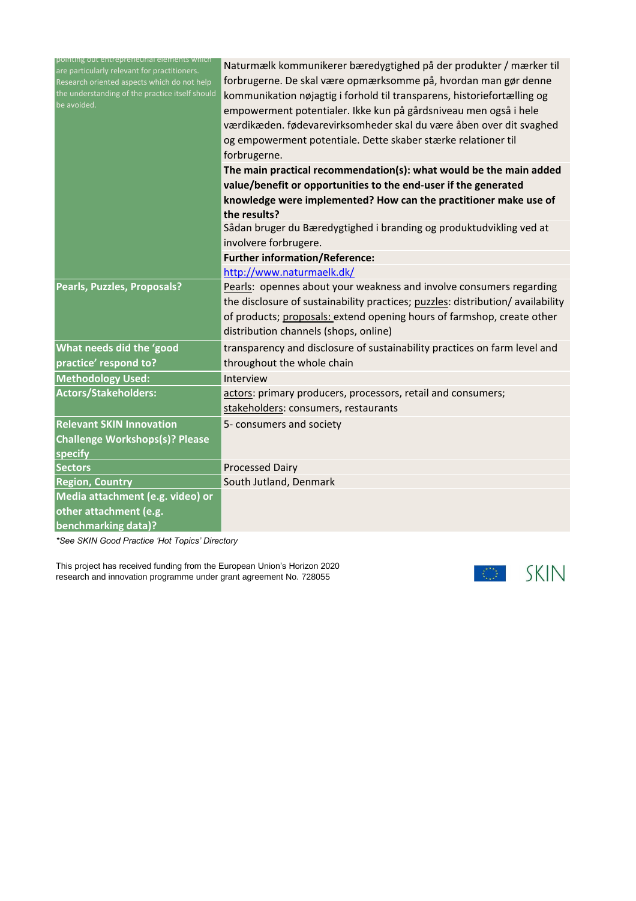| | |
|---|---|
| pointing out entrepreneurial elements which are particularly relevant for practitioners. Research oriented aspects which do not help the understanding of the practice itself should be avoided. | Naturmælk kommunikerer bæredygtighed på der produkter / mærker til forbrugerne. De skal være opmærksomme på, hvordan man gør denne kommunikation nøjagtig i forhold til transparens, historiefortælling og empowerment potentialer. Ikke kun på gårdsniveau men også i hele værdikæden. fødevarevirksomheder skal du være åben over dit svaghed og empowerment potentiale. Dette skaber stærke relationer til forbrugerne. **The main practical recommendation(s): what would be the main added value/benefit or opportunities to the end-user if the generated knowledge were implemented? How can the practitioner make use of the results?** Sådan bruger du Bæredygtighed i branding og produktudvikling ved at involvere forbrugere. **Further information/Reference:** http://www.naturmaelk.dk/ |
| **Pearls, Puzzles, Proposals?** | Pearls: opennes about your weakness and involve consumers regarding the disclosure of sustainability practices; puzzles: distribution/ availability of products; proposals: extend opening hours of farmshop, create other distribution channels (shops, online) |
| **What needs did the 'good practice' respond to?** | transparency and disclosure of sustainability practices on farm level and throughout the whole chain |
| **Methodology Used:** | Interview |
| **Actors/Stakeholders:** | actors: primary producers, processors, retail and consumers; stakeholders: consumers, restaurants |
| **Relevant SKIN Innovation Challenge Workshops(s)? Please specify** | 5- consumers and society |
| **Sectors** | Processed Dairy |
| **Region, Country** | South Jutland, Denmark |
| **Media attachment (e.g. video) or other attachment (e.g. benchmarking data)?** | |

*\*See SKIN Good Practice 'Hot Topics' Directory*

This project has received funding from the European Union's Horizon 2020 research and innovation programme under grant agreement No. 728055

SKIN